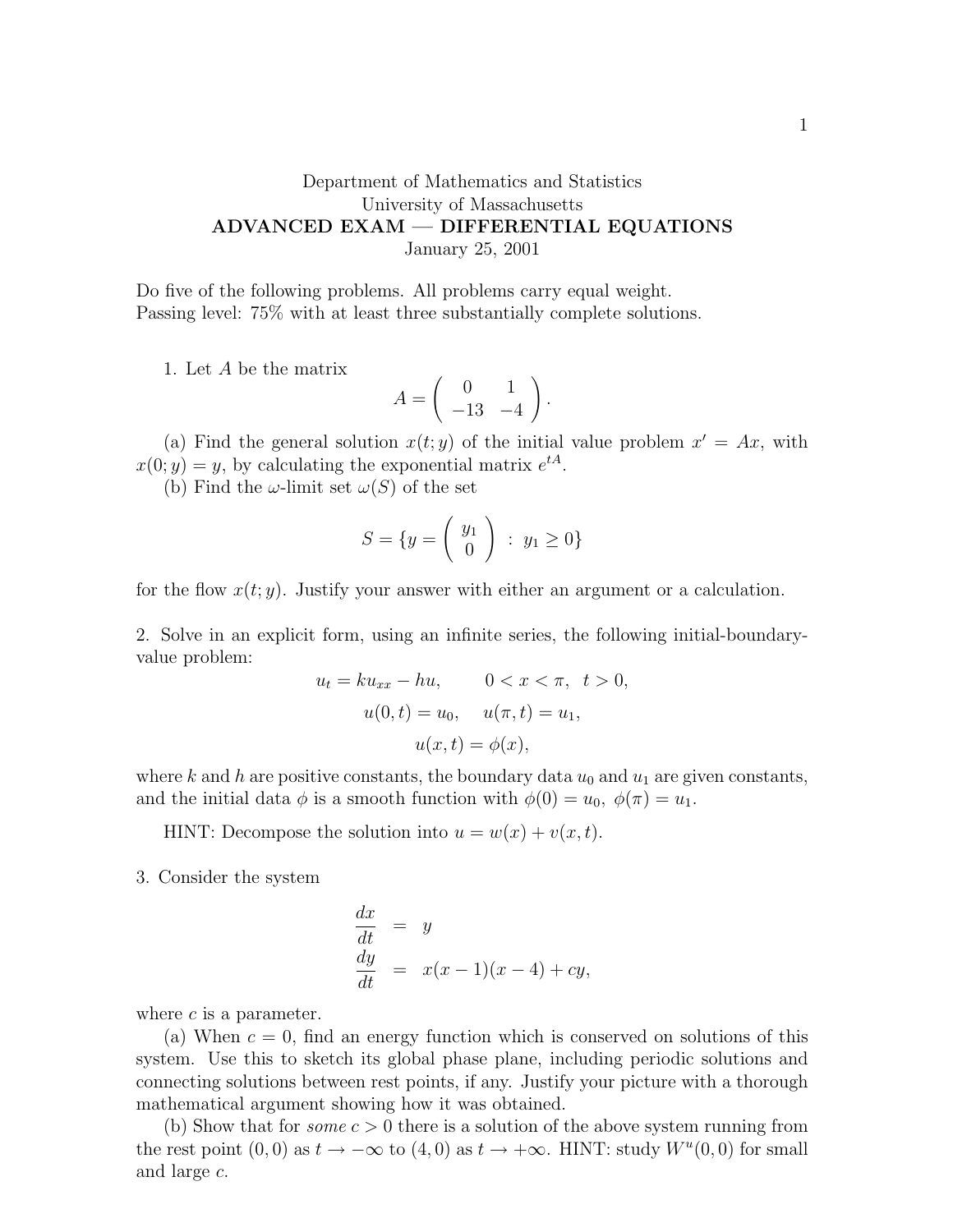Department of Mathematics and Statistics
University of Massachusetts
**ADVANCED EXAM — DIFFERENTIAL EQUATIONS**
January 25, 2001

Do five of the following problems. All problems carry equal weight.
Passing level: 75% with at least three substantially complete solutions.

1. Let $A$ be the matrix

$$A = \begin{pmatrix} 0 & 1 \\ -13 & -4 \end{pmatrix}.$$

(a) Find the general solution $x(t;y)$ of the initial value problem $x' = Ax$, with $x(0;y) = y$, by calculating the exponential matrix $e^{tA}$.

(b) Find the $\omega$-limit set $\omega(S)$ of the set

$$S = \{y = \begin{pmatrix} y_1 \\ 0 \end{pmatrix} \; : \; y_1 \geq 0\}$$

for the flow $x(t;y)$. Justify your answer with either an argument or a calculation.

2. Solve in an explicit form, using an infinite series, the following initial-boundary-value problem:

$$u_t = k u_{xx} - hu, \qquad 0 < x < \pi, \;\; t > 0,$$

$$u(0,t) = u_0, \quad u(\pi,t) = u_1,$$

$$u(x,t) = \phi(x),$$

where $k$ and $h$ are positive constants, the boundary data $u_0$ and $u_1$ are given constants, and the initial data $\phi$ is a smooth function with $\phi(0) = u_0, \; \phi(\pi) = u_1$.

HINT: Decompose the solution into $u = w(x) + v(x,t)$.

3. Consider the system

$$\begin{aligned} \frac{dx}{dt} &= y \\ \frac{dy}{dt} &= x(x-1)(x-4) + cy, \end{aligned}$$

where $c$ is a parameter.

(a) When $c = 0$, find an energy function which is conserved on solutions of this system. Use this to sketch its global phase plane, including periodic solutions and connecting solutions between rest points, if any. Justify your picture with a thorough mathematical argument showing how it was obtained.

(b) Show that for *some* $c > 0$ there is a solution of the above system running from the rest point $(0,0)$ as $t \to -\infty$ to $(4,0)$ as $t \to +\infty$. HINT: study $W^u(0,0)$ for small and large $c$.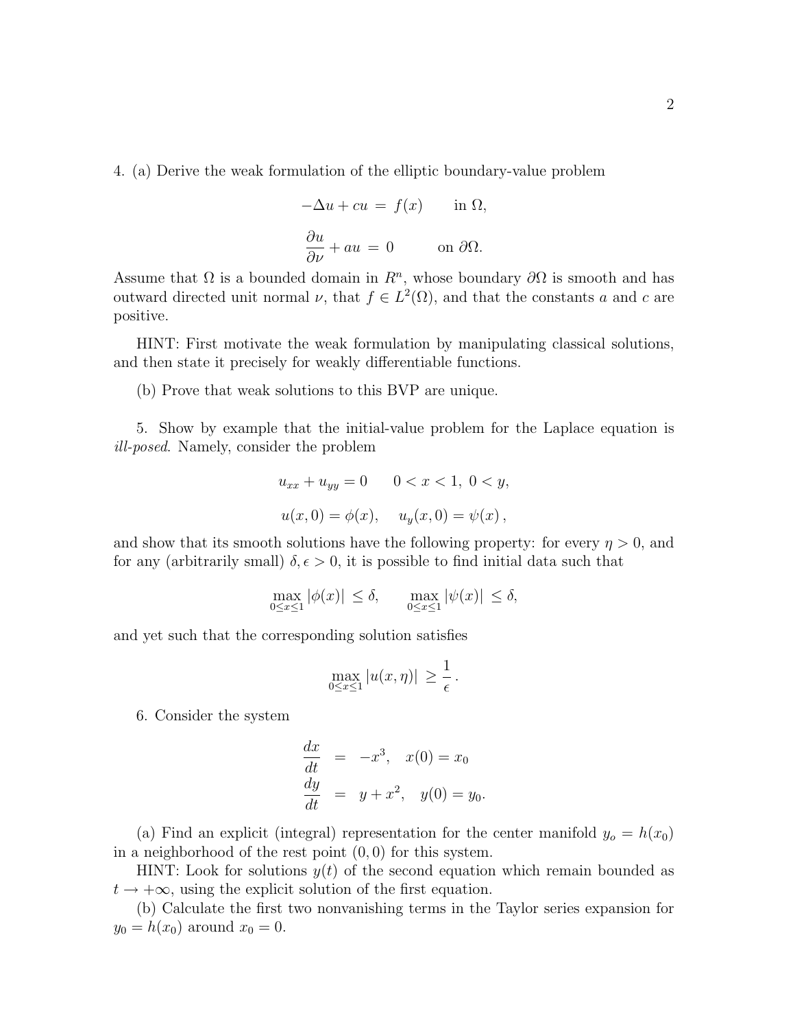4. (a) Derive the weak formulation of the elliptic boundary-value problem

$$-\Delta u + cu = f(x) \qquad \text{in } \Omega,$$

$$\frac{\partial u}{\partial \nu} + au = 0 \qquad \text{on } \partial\Omega.$$

Assume that $\Omega$ is a bounded domain in $R^n$, whose boundary $\partial\Omega$ is smooth and has outward directed unit normal $\nu$, that $f \in L^2(\Omega)$, and that the constants $a$ and $c$ are positive.

HINT: First motivate the weak formulation by manipulating classical solutions, and then state it precisely for weakly differentiable functions.

(b) Prove that weak solutions to this BVP are unique.

5. Show by example that the initial-value problem for the Laplace equation is *ill-posed*. Namely, consider the problem

$$u_{xx} + u_{yy} = 0 \qquad 0 < x < 1, \; 0 < y,$$

$$u(x,0) = \phi(x), \quad u_y(x,0) = \psi(x)\,,$$

and show that its smooth solutions have the following property: for every $\eta > 0$, and for any (arbitrarily small) $\delta, \epsilon > 0$, it is possible to find initial data such that

$$\max_{0 \le x \le 1} |\phi(x)| \le \delta, \qquad \max_{0 \le x \le 1} |\psi(x)| \le \delta,$$

and yet such that the corresponding solution satisfies

$$\max_{0 \le x \le 1} |u(x,\eta)| \ge \frac{1}{\epsilon}\,.$$

6. Consider the system

$$\frac{dx}{dt} = -x^3, \quad x(0) = x_0$$

$$\frac{dy}{dt} = y + x^2, \quad y(0) = y_0.$$

(a) Find an explicit (integral) representation for the center manifold $y_o = h(x_0)$ in a neighborhood of the rest point $(0,0)$ for this system.

HINT: Look for solutions $y(t)$ of the second equation which remain bounded as $t \to +\infty$, using the explicit solution of the first equation.

(b) Calculate the first two nonvanishing terms in the Taylor series expansion for $y_0 = h(x_0)$ around $x_0 = 0$.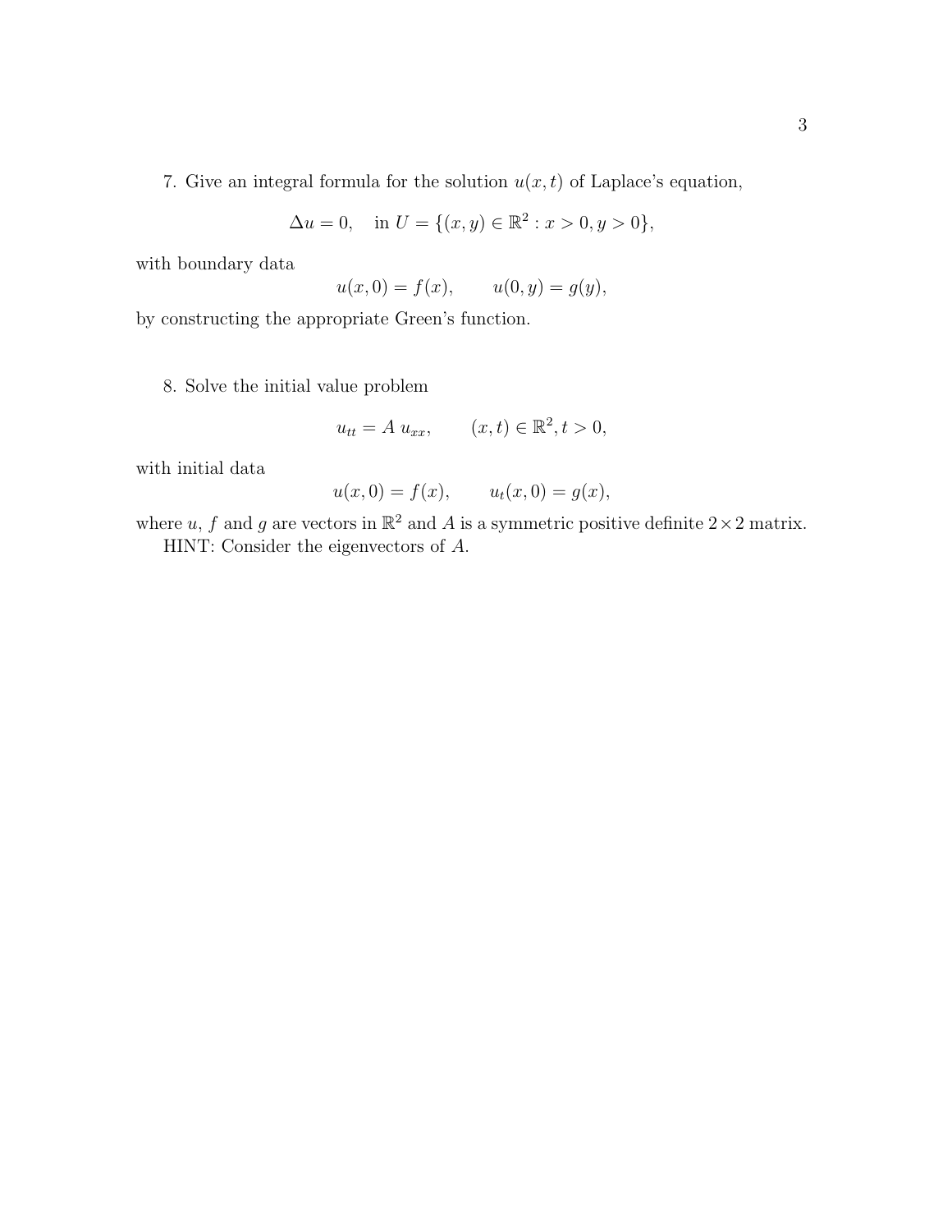7. Give an integral formula for the solution $u(x,t)$ of Laplace's equation,

$$\Delta u = 0, \quad \text{in } U = \{(x,y) \in \mathbb{R}^2 : x > 0, y > 0\},$$

with boundary data

$$u(x,0) = f(x), \qquad u(0,y) = g(y),$$

by constructing the appropriate Green's function.

8. Solve the initial value problem

$$u_{tt} = A\, u_{xx}, \qquad (x,t) \in \mathbb{R}^2, t > 0,$$

with initial data

$$u(x,0) = f(x), \qquad u_t(x,0) = g(x),$$

where $u$, $f$ and $g$ are vectors in $\mathbb{R}^2$ and $A$ is a symmetric positive definite $2 \times 2$ matrix.

HINT: Consider the eigenvectors of $A$.